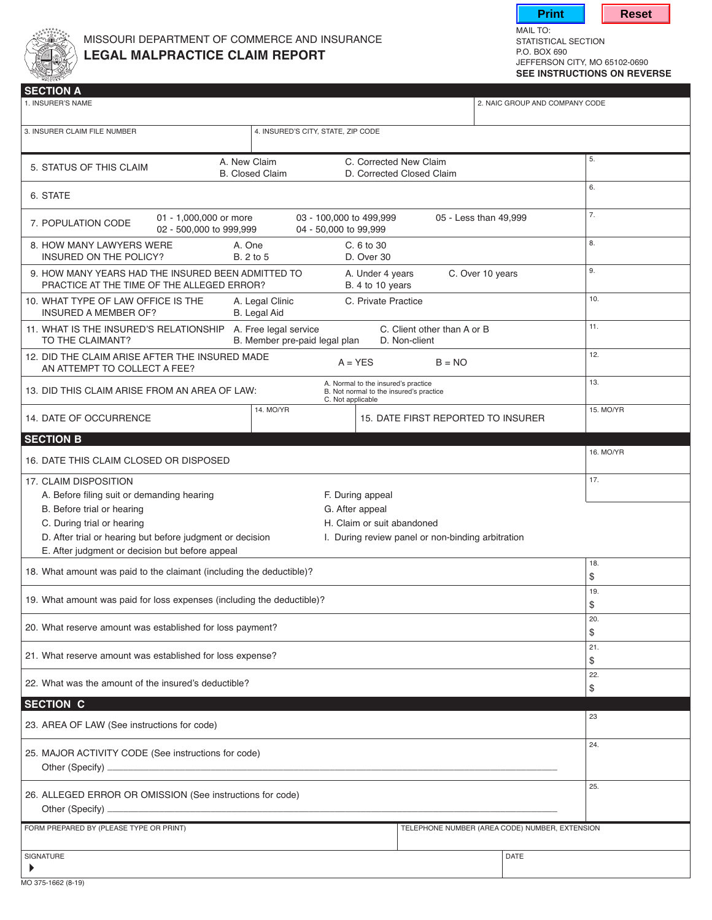MISSOURI DEPARTMENT OF COMMERCE AND INSURANCE

# LEGAL MALPRACTICE CLAIM REPORT

Print | Reset

MAIL TO:
STATISTICAL SECTION
P.O. BOX 690
JEFFERSON CITY, MO 65102-0690

**SEE INSTRUCTIONS ON REVERSE**

## SECTION A

| 1. INSURER'S NAME | 2. NAIC GROUP AND COMPANY CODE |
|---|---|
| | |

| 3. INSURER CLAIM FILE NUMBER | 4. INSURED'S CITY, STATE, ZIP CODE |
|---|---|
| | |

| Question | Options | |
|---|---|---|
| 5. STATUS OF THIS CLAIM | A. New Claim; B. Closed Claim; C. Corrected New Claim; D. Corrected Closed Claim | 5. |
| 6. STATE | | 6. |
| 7. POPULATION CODE | 01 - 1,000,000 or more; 02 - 500,000 to 999,999; 03 - 100,000 to 499,999; 04 - 50,000 to 99,999; 05 - Less than 49,999 | 7. |
| 8. HOW MANY LAWYERS WERE INSURED ON THE POLICY? | A. One; B. 2 to 5; C. 6 to 30; D. Over 30 | 8. |
| 9. HOW MANY YEARS HAD THE INSURED BEEN ADMITTED TO PRACTICE AT THE TIME OF THE ALLEGED ERROR? | A. Under 4 years; B. 4 to 10 years; C. Over 10 years | 9. |
| 10. WHAT TYPE OF LAW OFFICE IS THE INSURED A MEMBER OF? | A. Legal Clinic; B. Legal Aid; C. Private Practice | 10. |
| 11. WHAT IS THE INSURED'S RELATIONSHIP TO THE CLAIMANT? | A. Free legal service; B. Member pre-paid legal plan; C. Client other than A or B; D. Non-client | 11. |
| 12. DID THE CLAIM ARISE AFTER THE INSURED MADE AN ATTEMPT TO COLLECT A FEE? | A = YES; B = NO | 12. |
| 13. DID THIS CLAIM ARISE FROM AN AREA OF LAW: | A. Normal to the insured's practice; B. Not normal to the insured's practice; C. Not applicable | 13. |

| 14. DATE OF OCCURRENCE | 14. MO/YR | 15. DATE FIRST REPORTED TO INSURER | 15. MO/YR |
|---|---|---|---|

## SECTION B

| Question | |
|---|---|
| 16. DATE THIS CLAIM CLOSED OR DISPOSED | 16. MO/YR |
| 17. CLAIM DISPOSITION | 17. |

A. Before filing suit or demanding hearing
B. Before trial or hearing
C. During trial or hearing
D. After trial or hearing but before judgment or decision
E. After judgment or decision but before appeal
F. During appeal
G. After appeal
H. Claim or suit abandoned
I. During review panel or non-binding arbitration

| Question | |
|---|---|
| 18. What amount was paid to the claimant (including the deductible)? | 18. $ |
| 19. What amount was paid for loss expenses (including the deductible)? | 19. $ |
| 20. What reserve amount was established for loss payment? | 20. $ |
| 21. What reserve amount was established for loss expense? | 21. $ |
| 22. What was the amount of the insured's deductible? | 22. $ |

## SECTION C

| Question | |
|---|---|
| 23. AREA OF LAW (See instructions for code) | 23 |
| 25. MAJOR ACTIVITY CODE (See instructions for code) Other (Specify) ______ | 24. |
| 26. ALLEGED ERROR OR OMISSION (See instructions for code) Other (Specify) ______ | 25. |

| FORM PREPARED BY (PLEASE TYPE OR PRINT) | TELEPHONE NUMBER (AREA CODE) NUMBER, EXTENSION |
|---|---|
| | |

| SIGNATURE | DATE |
|---|---|
| ▶ | |

MO 375-1662 (8-19)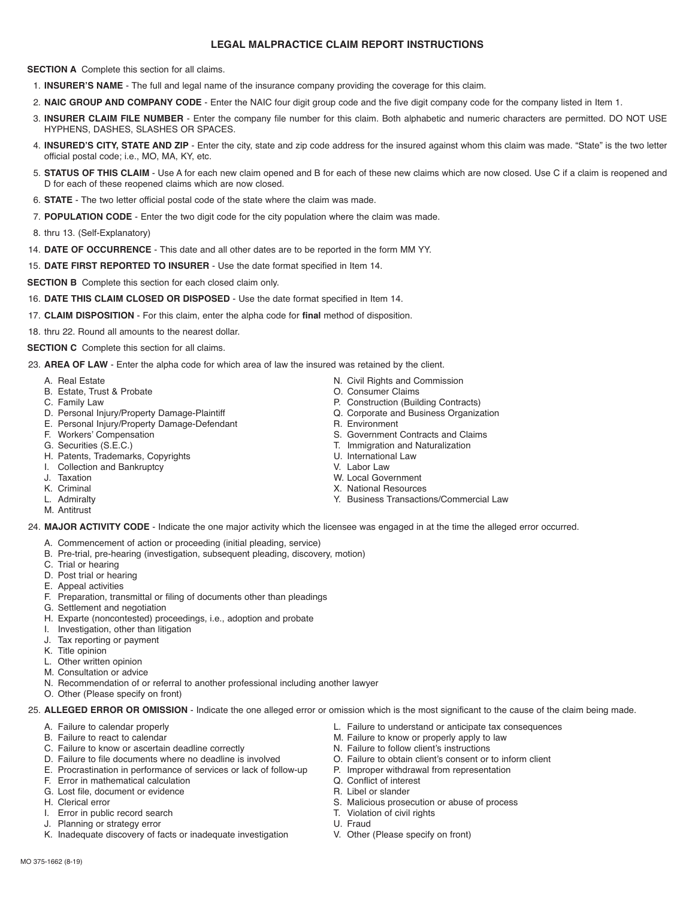# LEGAL MALPRACTICE CLAIM REPORT INSTRUCTIONS

**SECTION A** Complete this section for all claims.

1. **INSURER'S NAME** - The full and legal name of the insurance company providing the coverage for this claim.
2. **NAIC GROUP AND COMPANY CODE** - Enter the NAIC four digit group code and the five digit company code for the company listed in Item 1.
3. **INSURER CLAIM FILE NUMBER** - Enter the company file number for this claim. Both alphabetic and numeric characters are permitted. DO NOT USE HYPHENS, DASHES, SLASHES OR SPACES.
4. **INSURED'S CITY, STATE AND ZIP** - Enter the city, state and zip code address for the insured against whom this claim was made. "State" is the two letter official postal code; i.e., MO, MA, KY, etc.
5. **STATUS OF THIS CLAIM** - Use A for each new claim opened and B for each of these new claims which are now closed. Use C if a claim is reopened and D for each of these reopened claims which are now closed.
6. **STATE** - The two letter official postal code of the state where the claim was made.
7. **POPULATION CODE** - Enter the two digit code for the city population where the claim was made.
8. thru 13. (Self-Explanatory)
14. **DATE OF OCCURRENCE** - This date and all other dates are to be reported in the form MM YY.
15. **DATE FIRST REPORTED TO INSURER** - Use the date format specified in Item 14.

**SECTION B** Complete this section for each closed claim only.

16. **DATE THIS CLAIM CLOSED OR DISPOSED** - Use the date format specified in Item 14.
17. **CLAIM DISPOSITION** - For this claim, enter the alpha code for **final** method of disposition.
18. thru 22. Round all amounts to the nearest dollar.

**SECTION C** Complete this section for all claims.

23. **AREA OF LAW** - Enter the alpha code for which area of law the insured was retained by the client.

    A. Real Estate
    B. Estate, Trust & Probate
    C. Family Law
    D. Personal Injury/Property Damage-Plaintiff
    E. Personal Injury/Property Damage-Defendant
    F. Workers' Compensation
    G. Securities (S.E.C.)
    H. Patents, Trademarks, Copyrights
    I. Collection and Bankruptcy
    J. Taxation
    K. Criminal
    L. Admiralty
    M. Antitrust
    N. Civil Rights and Commission
    O. Consumer Claims
    P. Construction (Building Contracts)
    Q. Corporate and Business Organization
    R. Environment
    S. Government Contracts and Claims
    T. Immigration and Naturalization
    U. International Law
    V. Labor Law
    W. Local Government
    X. National Resources
    Y. Business Transactions/Commercial Law

24. **MAJOR ACTIVITY CODE** - Indicate the one major activity which the licensee was engaged in at the time the alleged error occurred.

    A. Commencement of action or proceeding (initial pleading, service)
    B. Pre-trial, pre-hearing (investigation, subsequent pleading, discovery, motion)
    C. Trial or hearing
    D. Post trial or hearing
    E. Appeal activities
    F. Preparation, transmittal or filing of documents other than pleadings
    G. Settlement and negotiation
    H. Exparte (noncontested) proceedings, i.e., adoption and probate
    I. Investigation, other than litigation
    J. Tax reporting or payment
    K. Title opinion
    L. Other written opinion
    M. Consultation or advice
    N. Recommendation of or referral to another professional including another lawyer
    O. Other (Please specify on front)

25. **ALLEGED ERROR OR OMISSION** - Indicate the one alleged error or omission which is the most significant to the cause of the claim being made.

    A. Failure to calendar properly
    B. Failure to react to calendar
    C. Failure to know or ascertain deadline correctly
    D. Failure to file documents where no deadline is involved
    E. Procrastination in performance of services or lack of follow-up
    F. Error in mathematical calculation
    G. Lost file, document or evidence
    H. Clerical error
    I. Error in public record search
    J. Planning or strategy error
    K. Inadequate discovery of facts or inadequate investigation
    L. Failure to understand or anticipate tax consequences
    M. Failure to know or properly apply to law
    N. Failure to follow client's instructions
    O. Failure to obtain client's consent or to inform client
    P. Improper withdrawal from representation
    Q. Conflict of interest
    R. Libel or slander
    S. Malicious prosecution or abuse of process
    T. Violation of civil rights
    U. Fraud
    V. Other (Please specify on front)

MO 375-1662 (8-19)